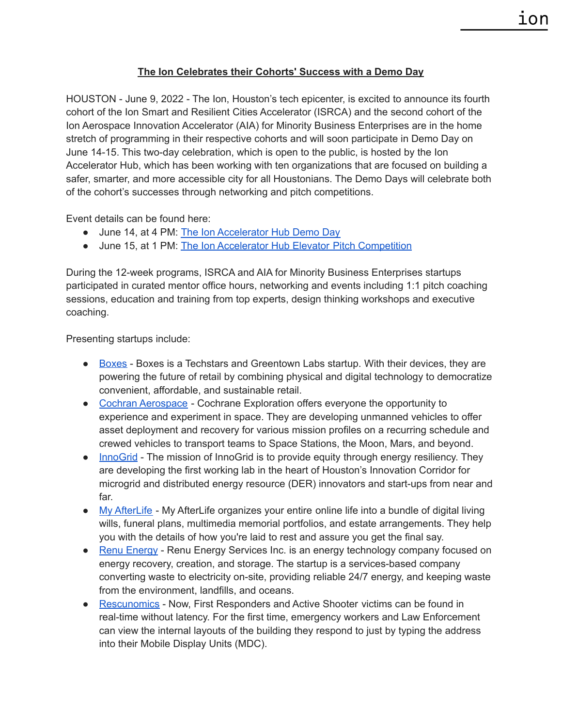# The Ion Celebrates their Cohorts' Success with a Demo Day

HOUSTON - June 9, 2022 - The Ion, Houston's tech epicenter, is excited to announce its fourth cohort of the Ion Smart and Resilient Cities Accelerator (ISRCA) and the second cohort of the Ion Aerospace Innovation Accelerator (AIA) for Minority Business Enterprises are in the home stretch of programming in their respective cohorts and will soon participate in Demo Day on June 14-15. This two-day celebration, which is open to the public, is hosted by the Ion Accelerator Hub, which has been working with ten organizations that are focused on building a safer, smarter, and more accessible city for all Houstonians. The Demo Days will celebrate both of the cohort's successes through networking and pitch competitions.

Event details can be found here:

- June 14, at 4 PM: The Ion Accelerator Hub Demo Day
- June 15, at 1 PM: The Ion Accelerator Hub Elevator Pitch Competition

During the 12-week programs, ISRCA and AIA for Minority Business Enterprises startups participated in curated mentor office hours, networking and events including 1:1 pitch coaching sessions, education and training from top experts, design thinking workshops and executive coaching.

Presenting startups include:

- Boxes - Boxes is a Techstars and Greentown Labs startup. With their devices, they are powering the future of retail by combining physical and digital technology to democratize convenient, affordable, and sustainable retail.
- Cochran Aerospace - Cochrane Exploration offers everyone the opportunity to experience and experiment in space. They are developing unmanned vehicles to offer asset deployment and recovery for various mission profiles on a recurring schedule and crewed vehicles to transport teams to Space Stations, the Moon, Mars, and beyond.
- InnoGrid - The mission of InnoGrid is to provide equity through energy resiliency. They are developing the first working lab in the heart of Houston's Innovation Corridor for microgrid and distributed energy resource (DER) innovators and start-ups from near and far.
- My AfterLife - My AfterLife organizes your entire online life into a bundle of digital living wills, funeral plans, multimedia memorial portfolios, and estate arrangements. They help you with the details of how you're laid to rest and assure you get the final say.
- Renu Energy - Renu Energy Services Inc. is an energy technology company focused on energy recovery, creation, and storage. The startup is a services-based company converting waste to electricity on-site, providing reliable 24/7 energy, and keeping waste from the environment, landfills, and oceans.
- Rescunomics - Now, First Responders and Active Shooter victims can be found in real-time without latency. For the first time, emergency workers and Law Enforcement can view the internal layouts of the building they respond to just by typing the address into their Mobile Display Units (MDC).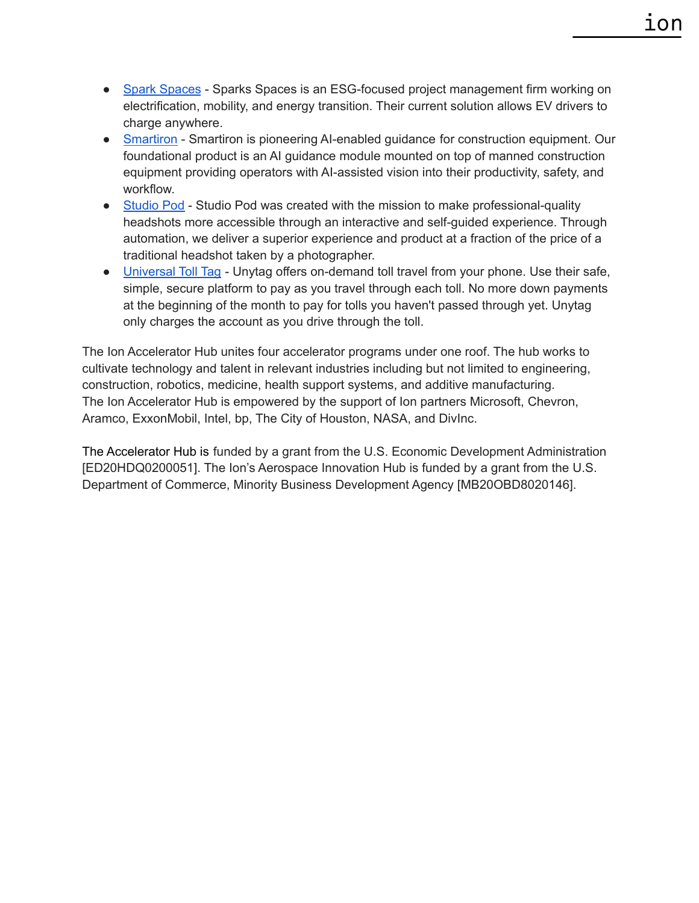- Spark Spaces - Sparks Spaces is an ESG-focused project management firm working on electrification, mobility, and energy transition. Their current solution allows EV drivers to charge anywhere.
- Smartiron - Smartiron is pioneering AI-enabled guidance for construction equipment. Our foundational product is an AI guidance module mounted on top of manned construction equipment providing operators with AI-assisted vision into their productivity, safety, and workflow.
- Studio Pod - Studio Pod was created with the mission to make professional-quality headshots more accessible through an interactive and self-guided experience. Through automation, we deliver a superior experience and product at a fraction of the price of a traditional headshot taken by a photographer.
- Universal Toll Tag - Unytag offers on-demand toll travel from your phone. Use their safe, simple, secure platform to pay as you travel through each toll. No more down payments at the beginning of the month to pay for tolls you haven't passed through yet. Unytag only charges the account as you drive through the toll.

The Ion Accelerator Hub unites four accelerator programs under one roof. The hub works to cultivate technology and talent in relevant industries including but not limited to engineering, construction, robotics, medicine, health support systems, and additive manufacturing.
The Ion Accelerator Hub is empowered by the support of Ion partners Microsoft, Chevron, Aramco, ExxonMobil, Intel, bp, The City of Houston, NASA, and DivInc.

The Accelerator Hub is funded by a grant from the U.S. Economic Development Administration [ED20HDQ0200051]. The Ion's Aerospace Innovation Hub is funded by a grant from the U.S. Department of Commerce, Minority Business Development Agency [MB20OBD8020146].